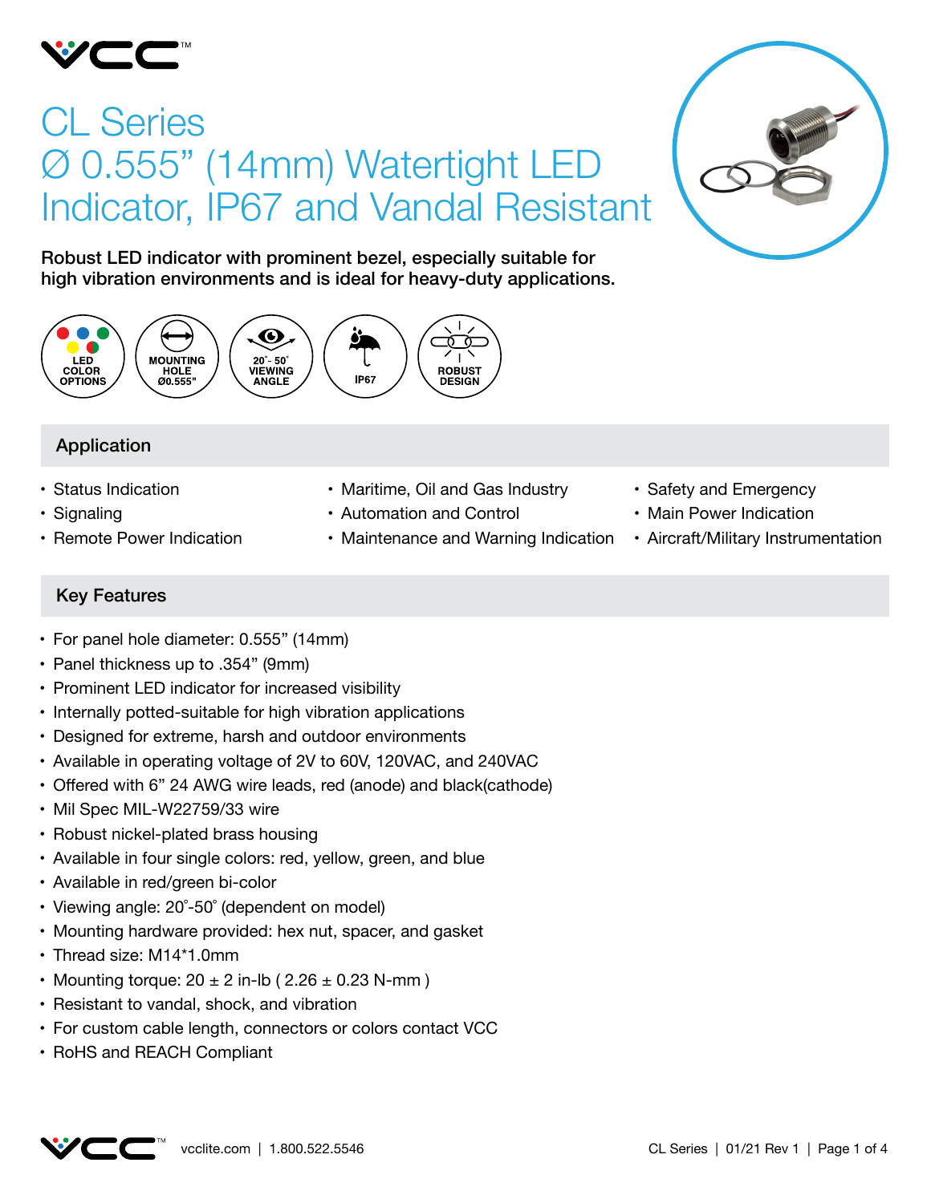# CL Series
# Ø 0.555” (14mm) Watertight LED Indicator, IP67 and Vandal Resistant

**Robust LED indicator with prominent bezel, especially suitable for high vibration environments and is ideal for heavy-duty applications.**

LED COLOR OPTIONS | MOUNTING HOLE Ø0.555" | 20°- 50° VIEWING ANGLE | IP67 | ROBUST DESIGN

## Application

- Status Indication
- Signaling
- Remote Power Indication
- Maritime, Oil and Gas Industry
- Automation and Control
- Maintenance and Warning Indication
- Safety and Emergency
- Main Power Indication
- Aircraft/Military Instrumentation

## Key Features

- For panel hole diameter: 0.555” (14mm)
- Panel thickness up to .354” (9mm)
- Prominent LED indicator for increased visibility
- Internally potted-suitable for high vibration applications
- Designed for extreme, harsh and outdoor environments
- Available in operating voltage of 2V to 60V, 120VAC, and 240VAC
- Offered with 6” 24 AWG wire leads, red (anode) and black(cathode)
- Mil Spec MIL-W22759/33 wire
- Robust nickel-plated brass housing
- Available in four single colors: red, yellow, green, and blue
- Available in red/green bi-color
- Viewing angle: 20°-50° (dependent on model)
- Mounting hardware provided: hex nut, spacer, and gasket
- Thread size: M14*1.0mm
- Mounting torque: 20 ± 2 in-lb ( 2.26 ± 0.23 N-mm )
- Resistant to vandal, shock, and vibration
- For custom cable length, connectors or colors contact VCC
- RoHS and REACH Compliant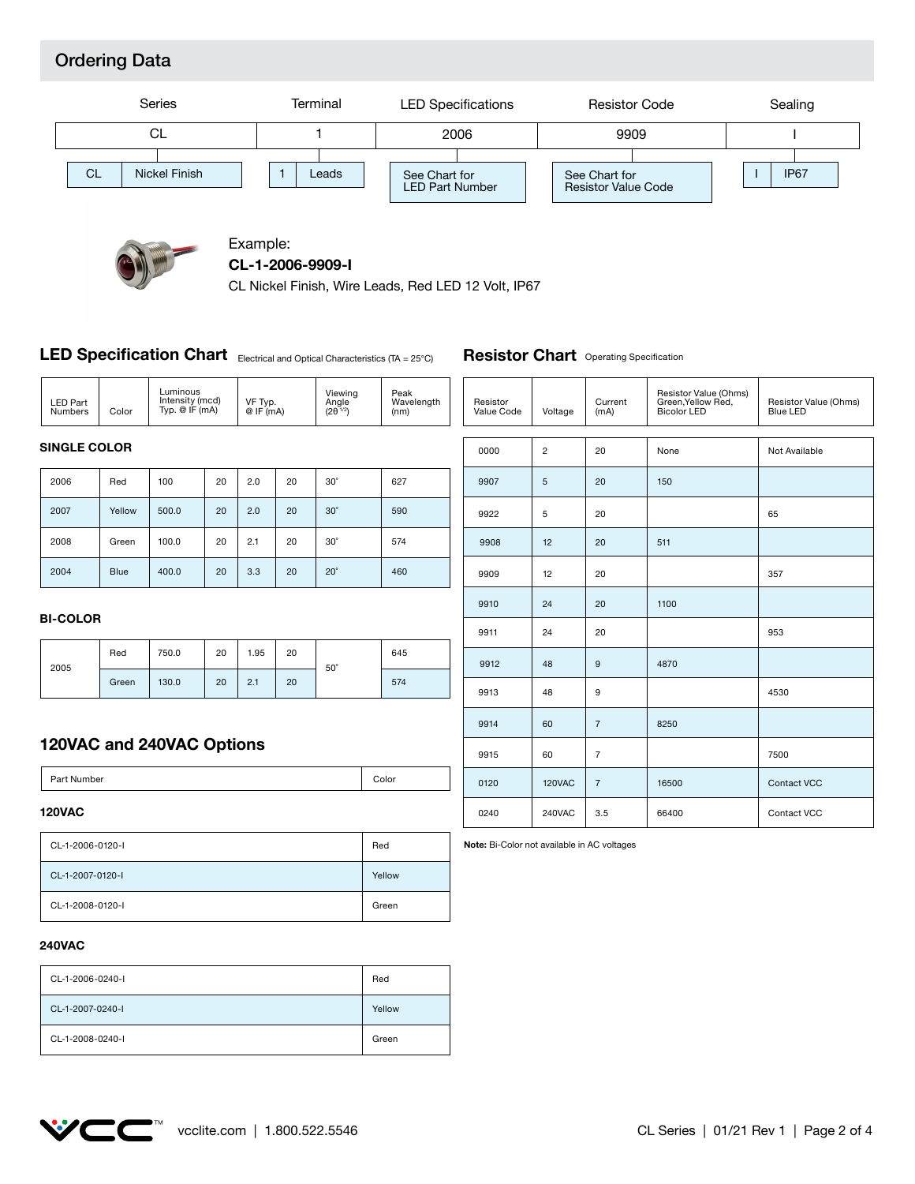## Ordering Data

| Series | Terminal | LED Specifications | Resistor Code | Sealing |
|---|---|---|---|---|
| CL | 1 | 2006 | 9909 | I |
| CL — Nickel Finish | 1 — Leads | See Chart for LED Part Number | See Chart for Resistor Value Code | I — IP67 |

Example:
**CL-1-2006-9909-I**
CL Nickel Finish, Wire Leads, Red LED 12 Volt, IP67

## LED Specification Chart

Electrical and Optical Characteristics (TA = 25°C)

| LED Part Numbers | Color | Luminous Intensity (mcd) Typ. @ IF (mA) | | VF Typ. @ IF (mA) | | Viewing Angle ($2\theta^{1/2}$) | Peak Wavelength (nm) |
|---|---|---|---|---|---|---|---|
| **SINGLE COLOR** | | | | | | | |
| 2006 | Red | 100 | 20 | 2.0 | 20 | 30˚ | 627 |
| 2007 | Yellow | 500.0 | 20 | 2.0 | 20 | 30˚ | 590 |
| 2008 | Green | 100.0 | 20 | 2.1 | 20 | 30˚ | 574 |
| 2004 | Blue | 400.0 | 20 | 3.3 | 20 | 20˚ | 460 |
| **BI-COLOR** | | | | | | | |
| 2005 | Red | 750.0 | 20 | 1.95 | 20 | 50˚ | 645 |
| | Green | 130.0 | 20 | 2.1 | 20 | | 574 |

## 120VAC and 240VAC Options

| Part Number | Color |
|---|---|
| **120VAC** | |
| CL-1-2006-0120-I | Red |
| CL-1-2007-0120-I | Yellow |
| CL-1-2008-0120-I | Green |
| **240VAC** | |
| CL-1-2006-0240-I | Red |
| CL-1-2007-0240-I | Yellow |
| CL-1-2008-0240-I | Green |

## Resistor Chart

Operating Specification

| Resistor Value Code | Voltage | Current (mA) | Resistor Value (Ohms) Green,Yellow Red, Bicolor LED | Resistor Value (Ohms) Blue LED |
|---|---|---|---|---|
| 0000 | 2 | 20 | None | Not Available |
| 9907 | 5 | 20 | 150 | |
| 9922 | 5 | 20 | | 65 |
| 9908 | 12 | 20 | 511 | |
| 9909 | 12 | 20 | | 357 |
| 9910 | 24 | 20 | 1100 | |
| 9911 | 24 | 20 | | 953 |
| 9912 | 48 | 9 | 4870 | |
| 9913 | 48 | 9 | | 4530 |
| 9914 | 60 | 7 | 8250 | |
| 9915 | 60 | 7 | | 7500 |
| 0120 | 120VAC | 7 | 16500 | Contact VCC |
| 0240 | 240VAC | 3.5 | 66400 | Contact VCC |

**Note:** Bi-Color not available in AC voltages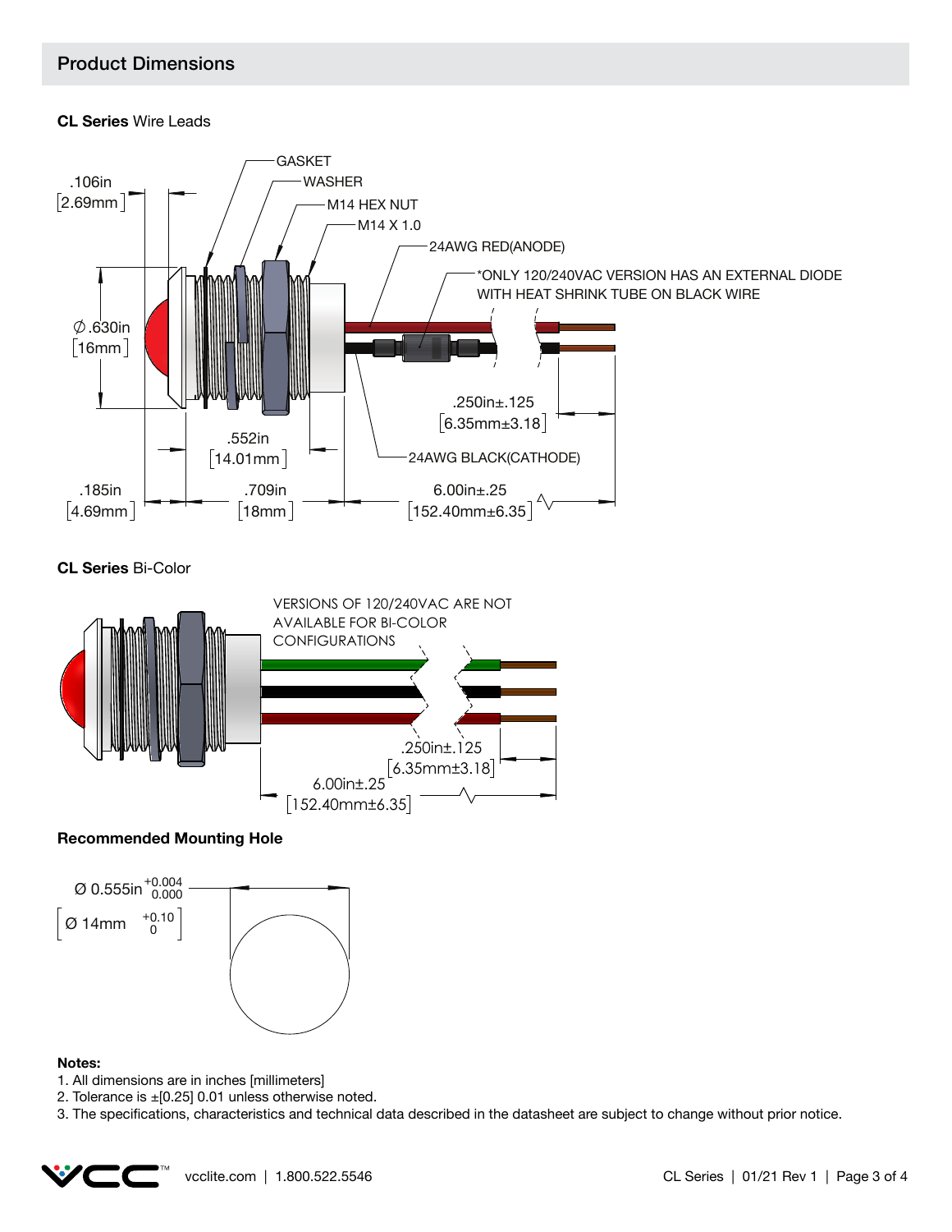## Product Dimensions

**CL Series** Wire Leads

GASKET
WASHER
M14 HEX NUT
M14 X 1.0
24AWG RED(ANODE)
*ONLY 120/240VAC VERSION HAS AN EXTERNAL DIODE WITH HEAT SHRINK TUBE ON BLACK WIRE
24AWG BLACK(CATHODE)

.106in [2.69mm]
∅.630in [16mm]
.552in [14.01mm]
.185in [4.69mm]
.709in [18mm]
.250in±.125 [6.35mm±3.18]
6.00in±.25 [152.40mm±6.35]

**CL Series** Bi-Color

VERSIONS OF 120/240VAC ARE NOT AVAILABLE FOR BI-COLOR CONFIGURATIONS

.250in±.125 [6.35mm±3.18]
6.00in±.25 [152.40mm±6.35]

**Recommended Mounting Hole**

Ø 0.555in $^{+0.004}_{0.000}$
[Ø 14mm $^{+0.10}_{0}$]

**Notes:**

1. All dimensions are in inches [millimeters]
2. Tolerance is ±[0.25] 0.01 unless otherwise noted.
3. The specifications, characteristics and technical data described in the datasheet are subject to change without prior notice.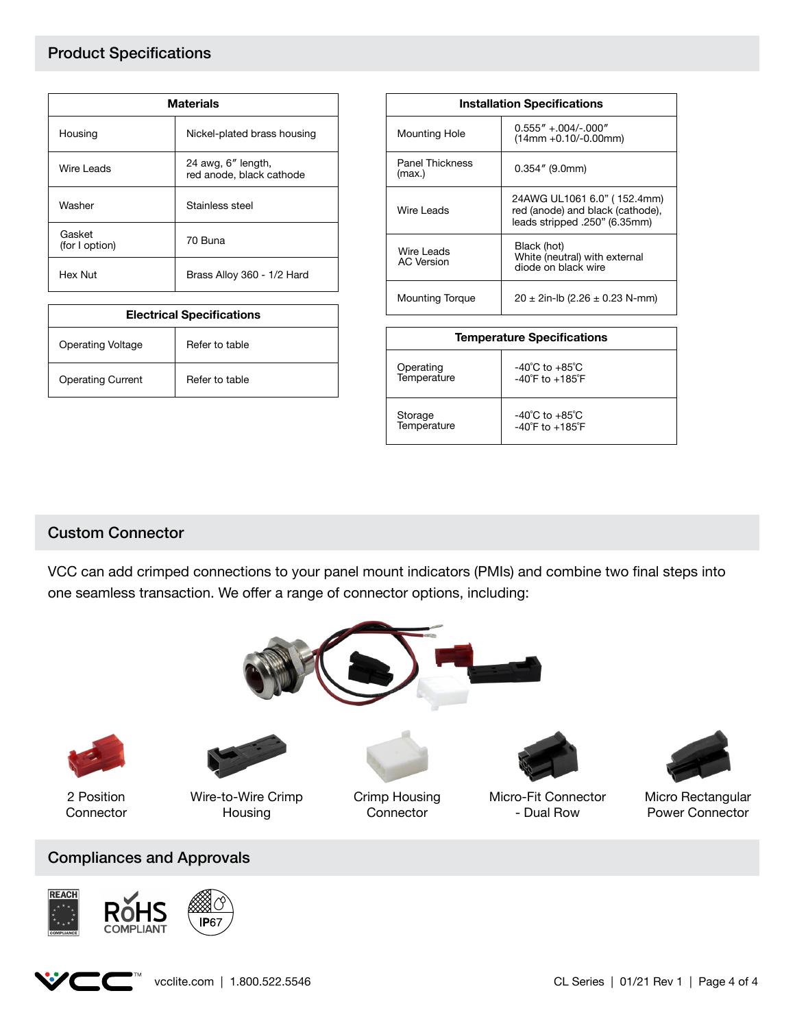## Product Specifications

| Materials | |
|---|---|
| Housing | Nickel-plated brass housing |
| Wire Leads | 24 awg, 6″ length, red anode, black cathode |
| Washer | Stainless steel |
| Gasket (for I option) | 70 Buna |
| Hex Nut | Brass Alloy 360 - 1/2 Hard |

| Electrical Specifications | |
|---|---|
| Operating Voltage | Refer to table |
| Operating Current | Refer to table |

| Installation Specifications | |
|---|---|
| Mounting Hole | 0.555″ +.004/-.000″ (14mm +0.10/-0.00mm) |
| Panel Thickness (max.) | 0.354″ (9.0mm) |
| Wire Leads | 24AWG UL1061 6.0" ( 152.4mm) red (anode) and black (cathode), leads stripped .250" (6.35mm) |
| Wire Leads AC Version | Black (hot) White (neutral) with external diode on black wire |
| Mounting Torque | 20 ± 2in-lb (2.26 ± 0.23 N-mm) |

| Temperature Specifications | |
|---|---|
| Operating Temperature | -40˚C to +85˚C -40˚F to +185˚F |
| Storage Temperature | -40˚C to +85˚C -40˚F to +185˚F |

## Custom Connector

VCC can add crimped connections to your panel mount indicators (PMIs) and combine two final steps into one seamless transaction. We offer a range of connector options, including:

2 Position Connector

Wire-to-Wire Crimp Housing

Crimp Housing Connector

Micro-Fit Connector - Dual Row

Micro Rectangular Power Connector

## Compliances and Approvals

REACH COMPLIANCE

RoHS COMPLIANT

IP67